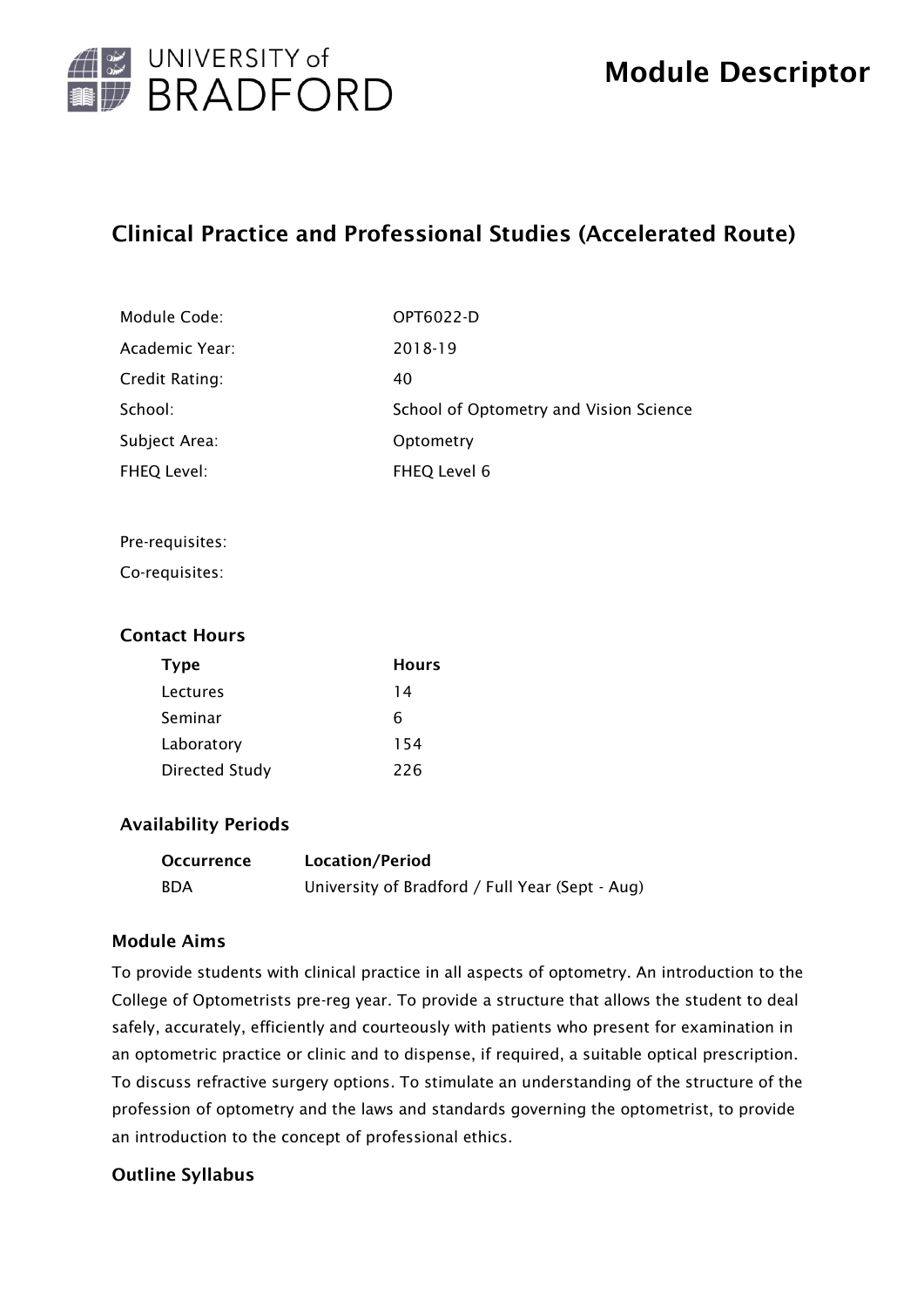# Module Descriptor

## Clinical Practice and Professional Studies (Accelerated Route)

| | |
|---|---|
| Module Code: | OPT6022-D |
| Academic Year: | 2018-19 |
| Credit Rating: | 40 |
| School: | School of Optometry and Vision Science |
| Subject Area: | Optometry |
| FHEQ Level: | FHEQ Level 6 |

Pre-requisites:

Co-requisites:

### Contact Hours

| Type | Hours |
|---|---|
| Lectures | 14 |
| Seminar | 6 |
| Laboratory | 154 |
| Directed Study | 226 |

### Availability Periods

| Occurrence | Location/Period |
|---|---|
| BDA | University of Bradford / Full Year (Sept - Aug) |

### Module Aims

To provide students with clinical practice in all aspects of optometry. An introduction to the College of Optometrists pre-reg year. To provide a structure that allows the student to deal safely, accurately, efficiently and courteously with patients who present for examination in an optometric practice or clinic and to dispense, if required, a suitable optical prescription. To discuss refractive surgery options. To stimulate an understanding of the structure of the profession of optometry and the laws and standards governing the optometrist, to provide an introduction to the concept of professional ethics.

### Outline Syllabus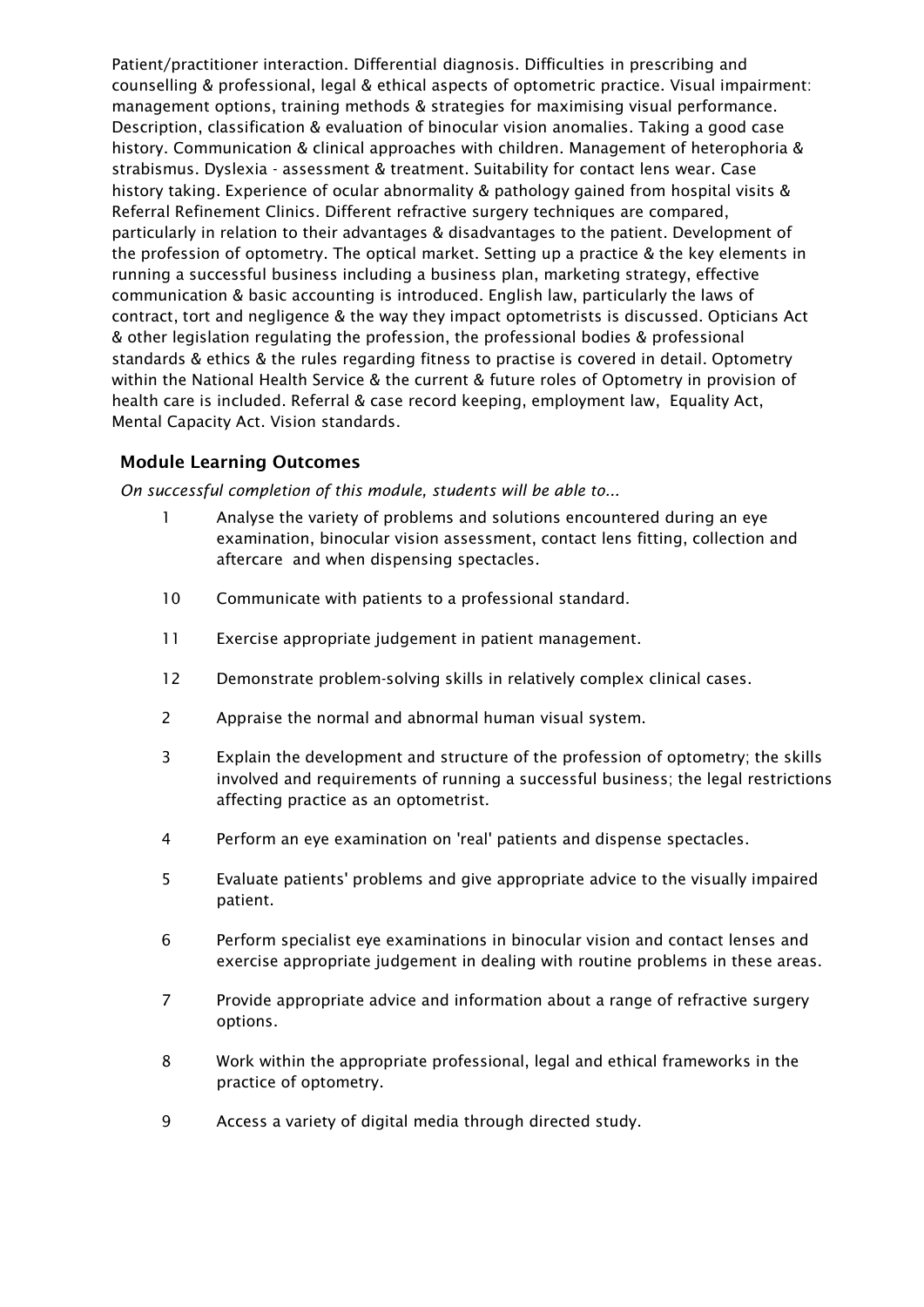Patient/practitioner interaction. Differential diagnosis. Difficulties in prescribing and counselling & professional, legal & ethical aspects of optometric practice. Visual impairment: management options, training methods & strategies for maximising visual performance. Description, classification & evaluation of binocular vision anomalies. Taking a good case history. Communication & clinical approaches with children. Management of heterophoria & strabismus. Dyslexia - assessment & treatment. Suitability for contact lens wear. Case history taking. Experience of ocular abnormality & pathology gained from hospital visits & Referral Refinement Clinics. Different refractive surgery techniques are compared, particularly in relation to their advantages & disadvantages to the patient. Development of the profession of optometry. The optical market. Setting up a practice & the key elements in running a successful business including a business plan, marketing strategy, effective communication & basic accounting is introduced. English law, particularly the laws of contract, tort and negligence & the way they impact optometrists is discussed. Opticians Act & other legislation regulating the profession, the professional bodies & professional standards & ethics & the rules regarding fitness to practise is covered in detail. Optometry within the National Health Service & the current & future roles of Optometry in provision of health care is included. Referral & case record keeping, employment law, Equality Act, Mental Capacity Act. Vision standards.

### Module Learning Outcomes

*On successful completion of this module, students will be able to...*

| | |
|---|---|
| 1 | Analyse the variety of problems and solutions encountered during an eye examination, binocular vision assessment, contact lens fitting, collection and aftercare and when dispensing spectacles. |
| 10 | Communicate with patients to a professional standard. |
| 11 | Exercise appropriate judgement in patient management. |
| 12 | Demonstrate problem-solving skills in relatively complex clinical cases. |
| 2 | Appraise the normal and abnormal human visual system. |
| 3 | Explain the development and structure of the profession of optometry; the skills involved and requirements of running a successful business; the legal restrictions affecting practice as an optometrist. |
| 4 | Perform an eye examination on 'real' patients and dispense spectacles. |
| 5 | Evaluate patients' problems and give appropriate advice to the visually impaired patient. |
| 6 | Perform specialist eye examinations in binocular vision and contact lenses and exercise appropriate judgement in dealing with routine problems in these areas. |
| 7 | Provide appropriate advice and information about a range of refractive surgery options. |
| 8 | Work within the appropriate professional, legal and ethical frameworks in the practice of optometry. |
| 9 | Access a variety of digital media through directed study. |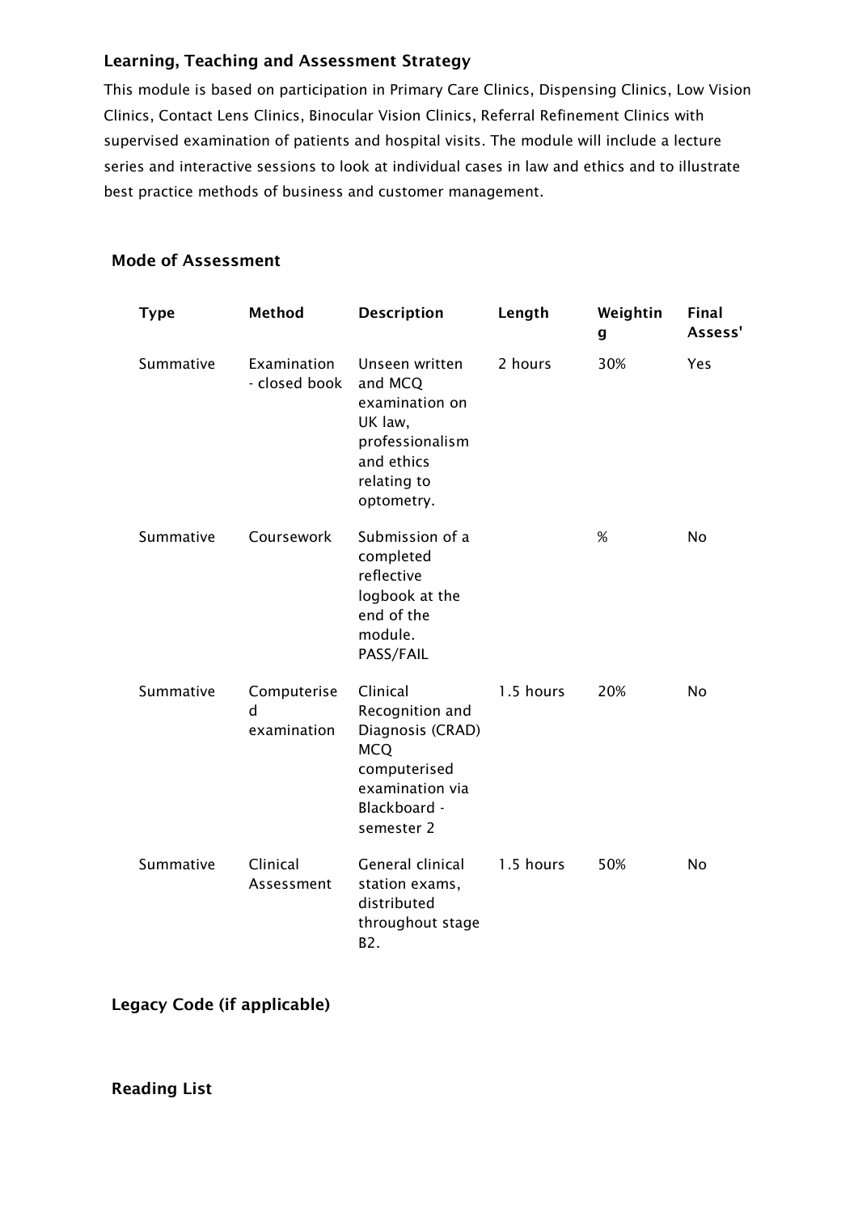### Learning, Teaching and Assessment Strategy

This module is based on participation in Primary Care Clinics, Dispensing Clinics, Low Vision Clinics, Contact Lens Clinics, Binocular Vision Clinics, Referral Refinement Clinics with supervised examination of patients and hospital visits. The module will include a lecture series and interactive sessions to look at individual cases in law and ethics and to illustrate best practice methods of business and customer management.

### Mode of Assessment

| Type | Method | Description | Length | Weighting | Final Assess' |
| --- | --- | --- | --- | --- | --- |
| Summative | Examination - closed book | Unseen written and MCQ examination on UK law, professionalism and ethics relating to optometry. | 2 hours | 30% | Yes |
| Summative | Coursework | Submission of a completed reflective logbook at the end of the module. PASS/FAIL | | % | No |
| Summative | Computerised examination | Clinical Recognition and Diagnosis (CRAD) MCQ computerised examination via Blackboard - semester 2 | 1.5 hours | 20% | No |
| Summative | Clinical Assessment | General clinical station exams, distributed throughout stage B2. | 1.5 hours | 50% | No |

### Legacy Code (if applicable)

### Reading List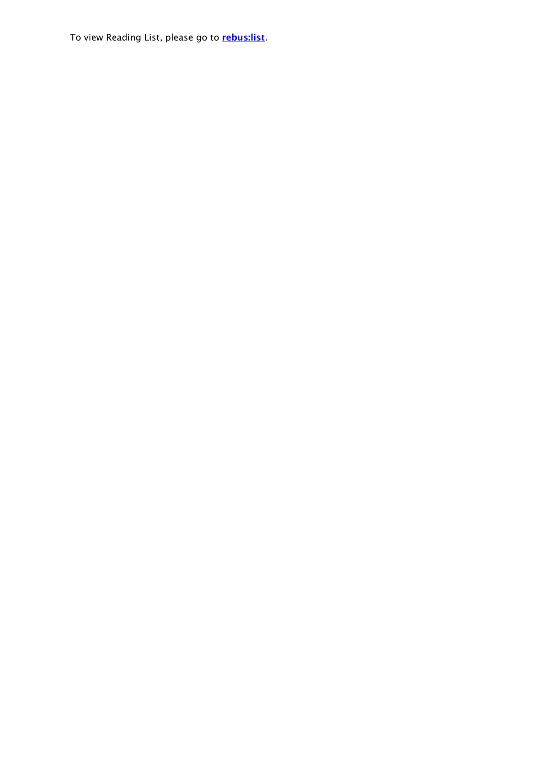To view Reading List, please go to **[rebus:list](rebus:list)**.